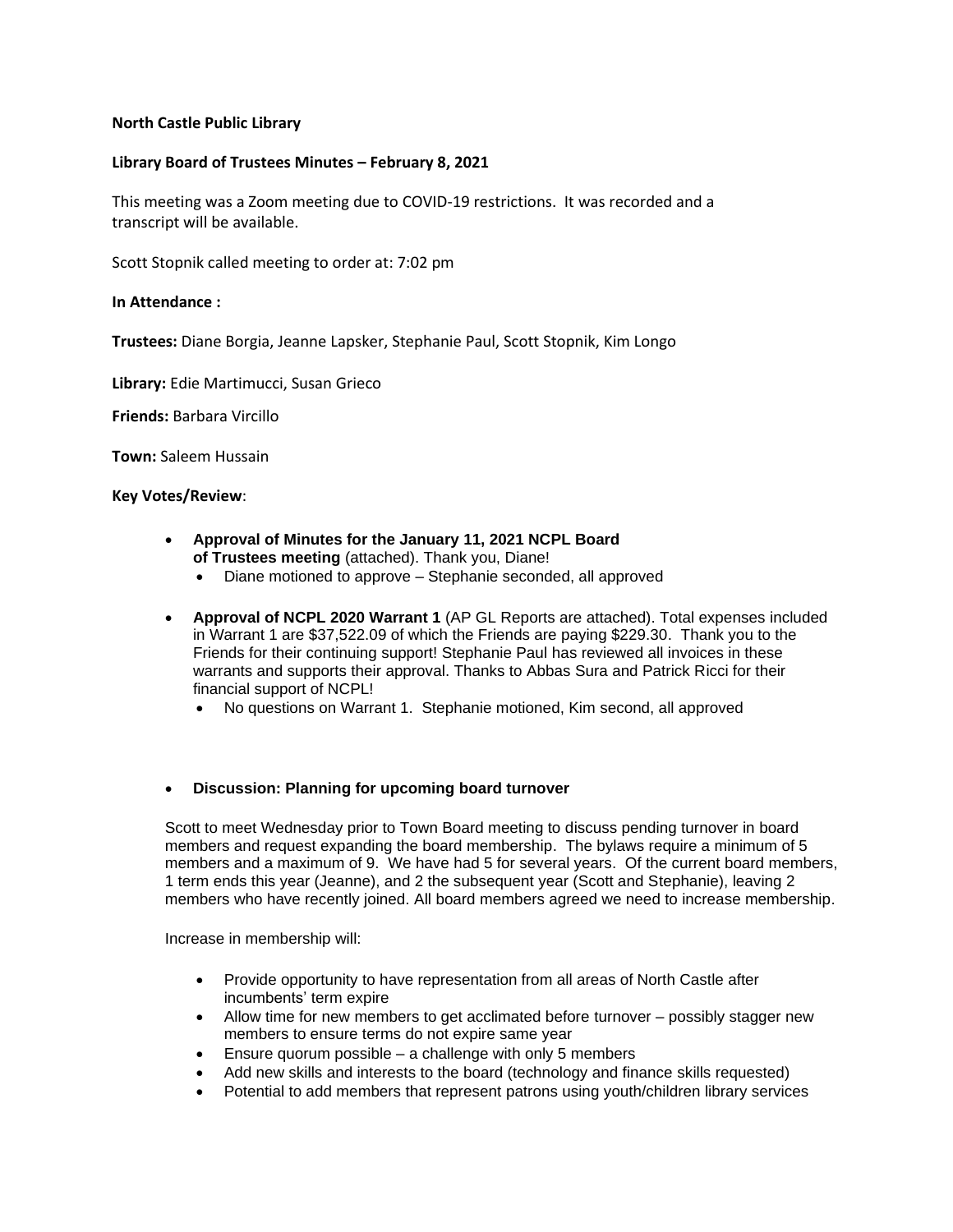**North Castle Public Library**

**Library Board of Trustees Minutes – February 8, 2021**

This meeting was a Zoom meeting due to COVID-19 restrictions. It was recorded and a transcript will be available.

Scott Stopnik called meeting to order at: 7:02 pm

**In Attendance :**

**Trustees:** Diane Borgia, Jeanne Lapsker, Stephanie Paul, Scott Stopnik, Kim Longo

**Library:** Edie Martimucci, Susan Grieco

**Friends:** Barbara Vircillo

**Town:** Saleem Hussain

**Key Votes/Review**:

- **Approval of Minutes for the January 11, 2021 NCPL Board of Trustees meeting** (attached). Thank you, Diane!
  - Diane motioned to approve – Stephanie seconded, all approved
- **Approval of NCPL 2020 Warrant 1** (AP GL Reports are attached). Total expenses included in Warrant 1 are $37,522.09 of which the Friends are paying $229.30. Thank you to the Friends for their continuing support! Stephanie Paul has reviewed all invoices in these warrants and supports their approval. Thanks to Abbas Sura and Patrick Ricci for their financial support of NCPL!
  - No questions on Warrant 1. Stephanie motioned, Kim second, all approved
- **Discussion: Planning for upcoming board turnover**

Scott to meet Wednesday prior to Town Board meeting to discuss pending turnover in board members and request expanding the board membership. The bylaws require a minimum of 5 members and a maximum of 9. We have had 5 for several years. Of the current board members, 1 term ends this year (Jeanne), and 2 the subsequent year (Scott and Stephanie), leaving 2 members who have recently joined. All board members agreed we need to increase membership.

Increase in membership will:

- Provide opportunity to have representation from all areas of North Castle after incumbents' term expire
- Allow time for new members to get acclimated before turnover – possibly stagger new members to ensure terms do not expire same year
- Ensure quorum possible – a challenge with only 5 members
- Add new skills and interests to the board (technology and finance skills requested)
- Potential to add members that represent patrons using youth/children library services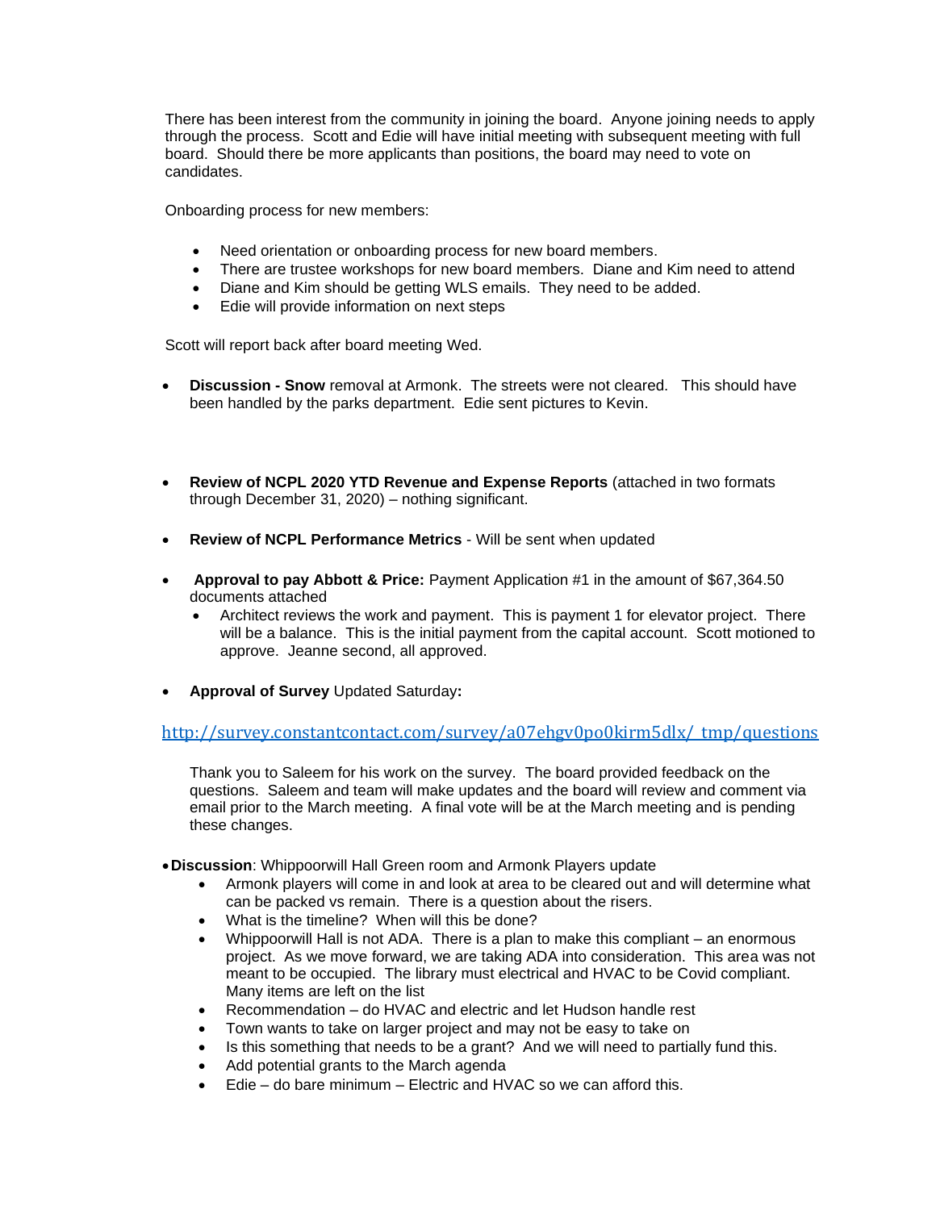There has been interest from the community in joining the board. Anyone joining needs to apply through the process. Scott and Edie will have initial meeting with subsequent meeting with full board. Should there be more applicants than positions, the board may need to vote on candidates.

Onboarding process for new members:

- Need orientation or onboarding process for new board members.
- There are trustee workshops for new board members. Diane and Kim need to attend
- Diane and Kim should be getting WLS emails. They need to be added.
- Edie will provide information on next steps

Scott will report back after board meeting Wed.

- **Discussion - Snow** removal at Armonk. The streets were not cleared. This should have been handled by the parks department. Edie sent pictures to Kevin.

- **Review of NCPL 2020 YTD Revenue and Expense Reports** (attached in two formats through December 31, 2020) – nothing significant.

- **Review of NCPL Performance Metrics** - Will be sent when updated

- **Approval to pay Abbott & Price:** Payment Application #1 in the amount of $67,364.50 documents attached
  - Architect reviews the work and payment. This is payment 1 for elevator project. There will be a balance. This is the initial payment from the capital account. Scott motioned to approve. Jeanne second, all approved.

- **Approval of Survey** Updated Saturday**:**

http://survey.constantcontact.com/survey/a07ehgv0po0kirm5dlx/_tmp/questions

Thank you to Saleem for his work on the survey. The board provided feedback on the questions. Saleem and team will make updates and the board will review and comment via email prior to the March meeting. A final vote will be at the March meeting and is pending these changes.

- **Discussion**: Whippoorwill Hall Green room and Armonk Players update
  - Armonk players will come in and look at area to be cleared out and will determine what can be packed vs remain. There is a question about the risers.
  - What is the timeline? When will this be done?
  - Whippoorwill Hall is not ADA. There is a plan to make this compliant – an enormous project. As we move forward, we are taking ADA into consideration. This area was not meant to be occupied. The library must electrical and HVAC to be Covid compliant. Many items are left on the list
  - Recommendation – do HVAC and electric and let Hudson handle rest
  - Town wants to take on larger project and may not be easy to take on
  - Is this something that needs to be a grant? And we will need to partially fund this.
  - Add potential grants to the March agenda
  - Edie – do bare minimum – Electric and HVAC so we can afford this.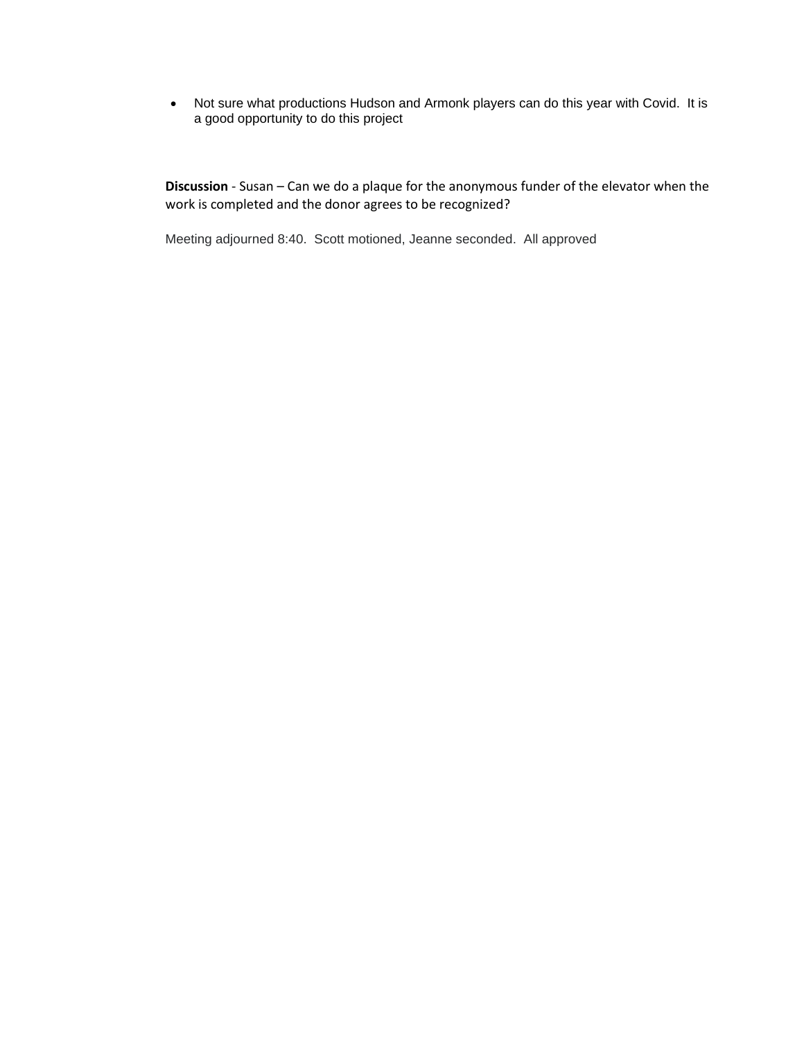- Not sure what productions Hudson and Armonk players can do this year with Covid. It is a good opportunity to do this project

**Discussion** - Susan – Can we do a plaque for the anonymous funder of the elevator when the work is completed and the donor agrees to be recognized?

Meeting adjourned 8:40. Scott motioned, Jeanne seconded. All approved